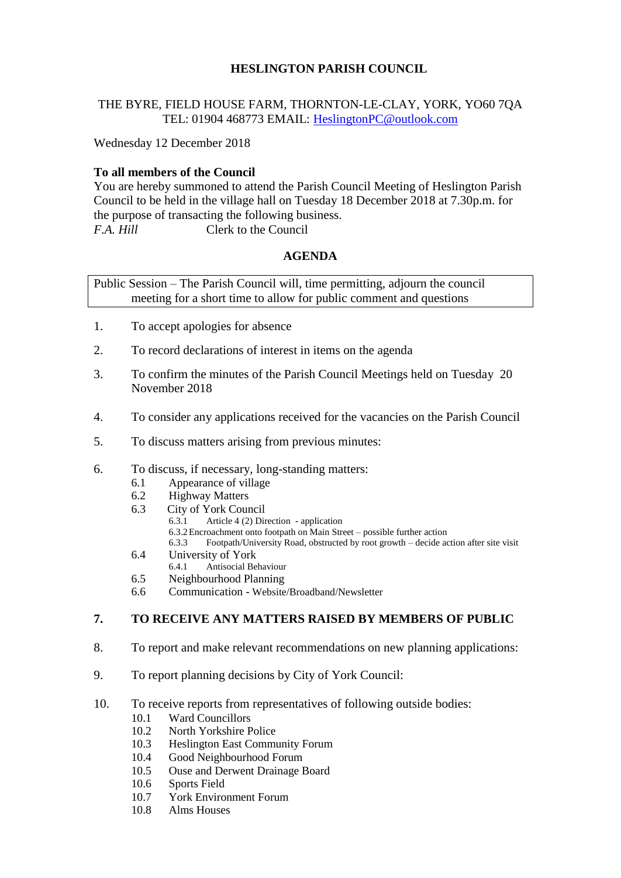# HESLINGTON PARISH COUNCIL

THE BYRE, FIELD HOUSE FARM, THORNTON-LE-CLAY, YORK, YO60 7QA
TEL: 01904 468773 EMAIL: HeslingtonPC@outlook.com

Wednesday 12 December 2018

**To all members of the Council**

You are hereby summoned to attend the Parish Council Meeting of Heslington Parish Council to be held in the village hall on Tuesday 18 December 2018 at 7.30p.m. for the purpose of transacting the following business.

*F.A. Hill* Clerk to the Council

## AGENDA

Public Session – The Parish Council will, time permitting, adjourn the council meeting for a short time to allow for public comment and questions

1. To accept apologies for absence

2. To record declarations of interest in items on the agenda

3. To confirm the minutes of the Parish Council Meetings held on Tuesday 20 November 2018

4. To consider any applications received for the vacancies on the Parish Council

5. To discuss matters arising from previous minutes:

6. To discuss, if necessary, long-standing matters:
   - 6.1 Appearance of village
   - 6.2 Highway Matters
   - 6.3 City of York Council
     - 6.3.1 Article 4 (2) Direction - application
     - 6.3.2 Encroachment onto footpath on Main Street – possible further action
     - 6.3.3 Footpath/University Road, obstructed by root growth – decide action after site visit
   - 6.4 University of York
     - 6.4.1 Antisocial Behaviour
   - 6.5 Neighbourhood Planning
   - 6.6 Communication - Website/Broadband/Newsletter

7. **TO RECEIVE ANY MATTERS RAISED BY MEMBERS OF PUBLIC**

8. To report and make relevant recommendations on new planning applications:

9. To report planning decisions by City of York Council:

10. To receive reports from representatives of following outside bodies:
    - 10.1 Ward Councillors
    - 10.2 North Yorkshire Police
    - 10.3 Heslington East Community Forum
    - 10.4 Good Neighbourhood Forum
    - 10.5 Ouse and Derwent Drainage Board
    - 10.6 Sports Field
    - 10.7 York Environment Forum
    - 10.8 Alms Houses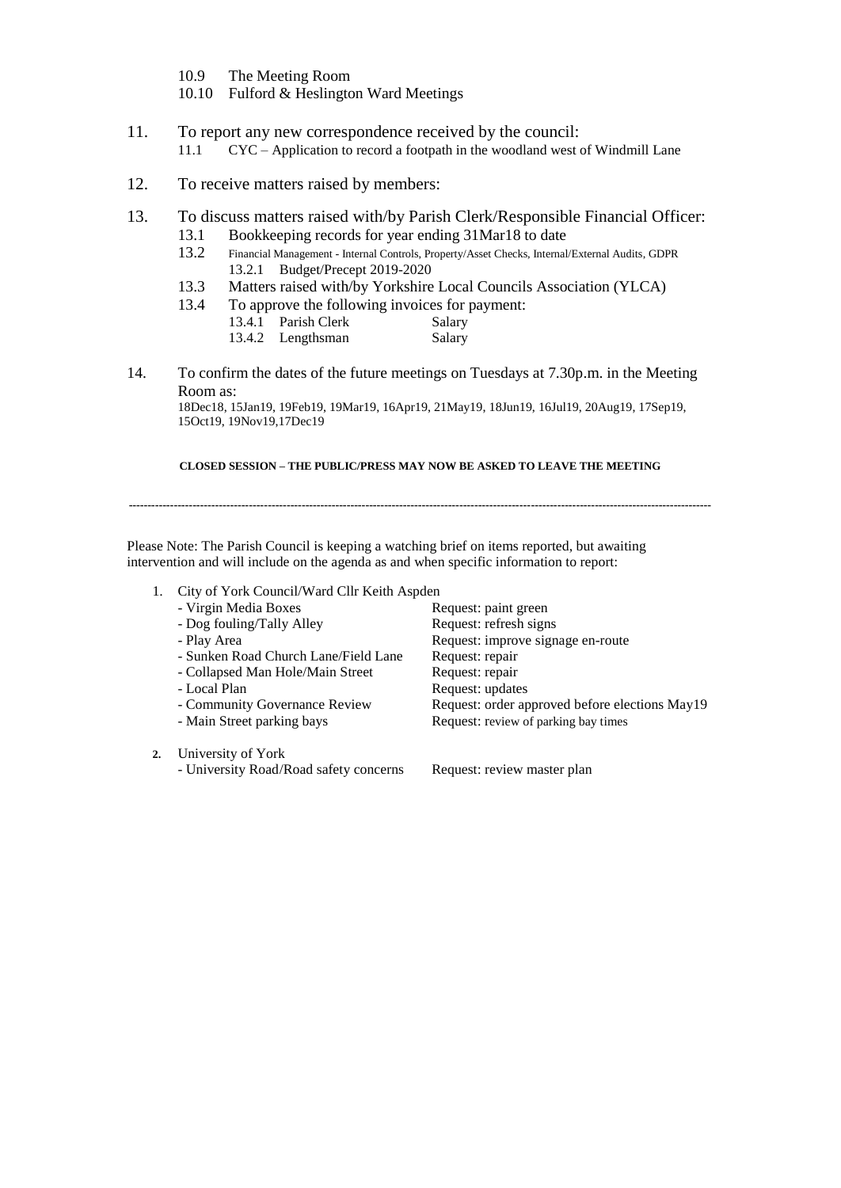10.9 The Meeting Room
10.10 Fulford & Heslington Ward Meetings

11. To report any new correspondence received by the council:
    11.1 CYC – Application to record a footpath in the woodland west of Windmill Lane

12. To receive matters raised by members:

13. To discuss matters raised with/by Parish Clerk/Responsible Financial Officer:
    13.1 Bookkeeping records for year ending 31Mar18 to date
    13.2 Financial Management - Internal Controls, Property/Asset Checks, Internal/External Audits, GDPR
        13.2.1 Budget/Precept 2019-2020
    13.3 Matters raised with/by Yorkshire Local Councils Association (YLCA)
    13.4 To approve the following invoices for payment:
        13.4.1 Parish Clerk Salary
        13.4.2 Lengthsman Salary

14. To confirm the dates of the future meetings on Tuesdays at 7.30p.m. in the Meeting Room as:
    18Dec18, 15Jan19, 19Feb19, 19Mar19, 16Apr19, 21May19, 18Jun19, 16Jul19, 20Aug19, 17Sep19, 15Oct19, 19Nov19,17Dec19

**CLOSED SESSION – THE PUBLIC/PRESS MAY NOW BE ASKED TO LEAVE THE MEETING**

---

Please Note: The Parish Council is keeping a watching brief on items reported, but awaiting intervention and will include on the agenda as and when specific information to report:

1. City of York Council/Ward Cllr Keith Aspden

| | |
|---|---|
| - Virgin Media Boxes | Request: paint green |
| - Dog fouling/Tally Alley | Request: refresh signs |
| - Play Area | Request: improve signage en-route |
| - Sunken Road Church Lane/Field Lane | Request: repair |
| - Collapsed Man Hole/Main Street | Request: repair |
| - Local Plan | Request: updates |
| - Community Governance Review | Request: order approved before elections May19 |
| - Main Street parking bays | Request: review of parking bay times |

2. University of York

| | |
|---|---|
| - University Road/Road safety concerns | Request: review master plan |